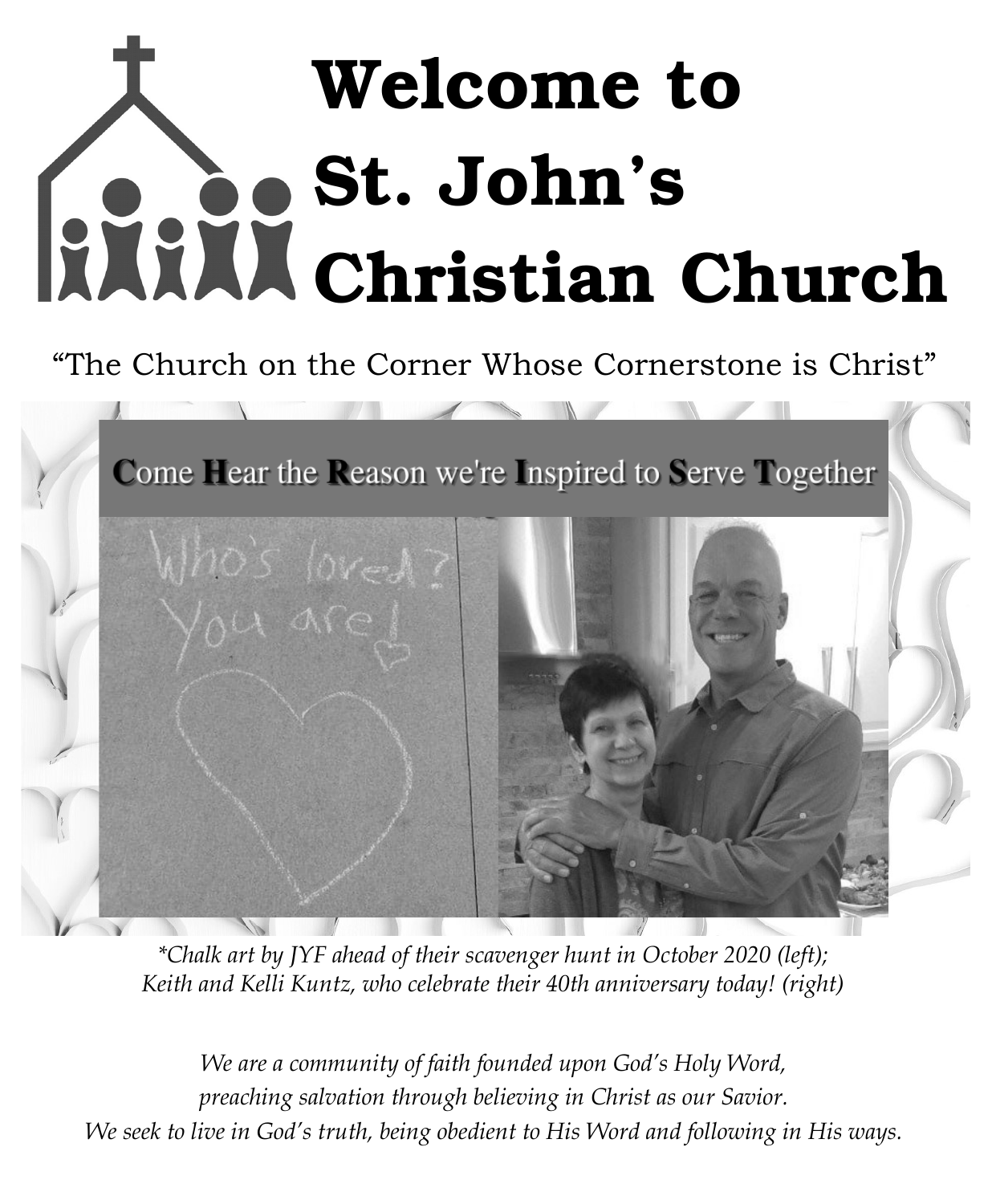# Welcome to St. John's Christian Church

"The Church on the Corner Whose Cornerstone is Christ"

Come Hear the Reason we're Inspired to Serve Together

*\*Chalk art by JYF ahead of their scavenger hunt in October 2020 (left); Keith and Kelli Kuntz, who celebrate their 40th anniversary today! (right)*

*We are a community of faith founded upon God's Holy Word, preaching salvation through believing in Christ as our Savior. We seek to live in God's truth, being obedient to His Word and following in His ways.*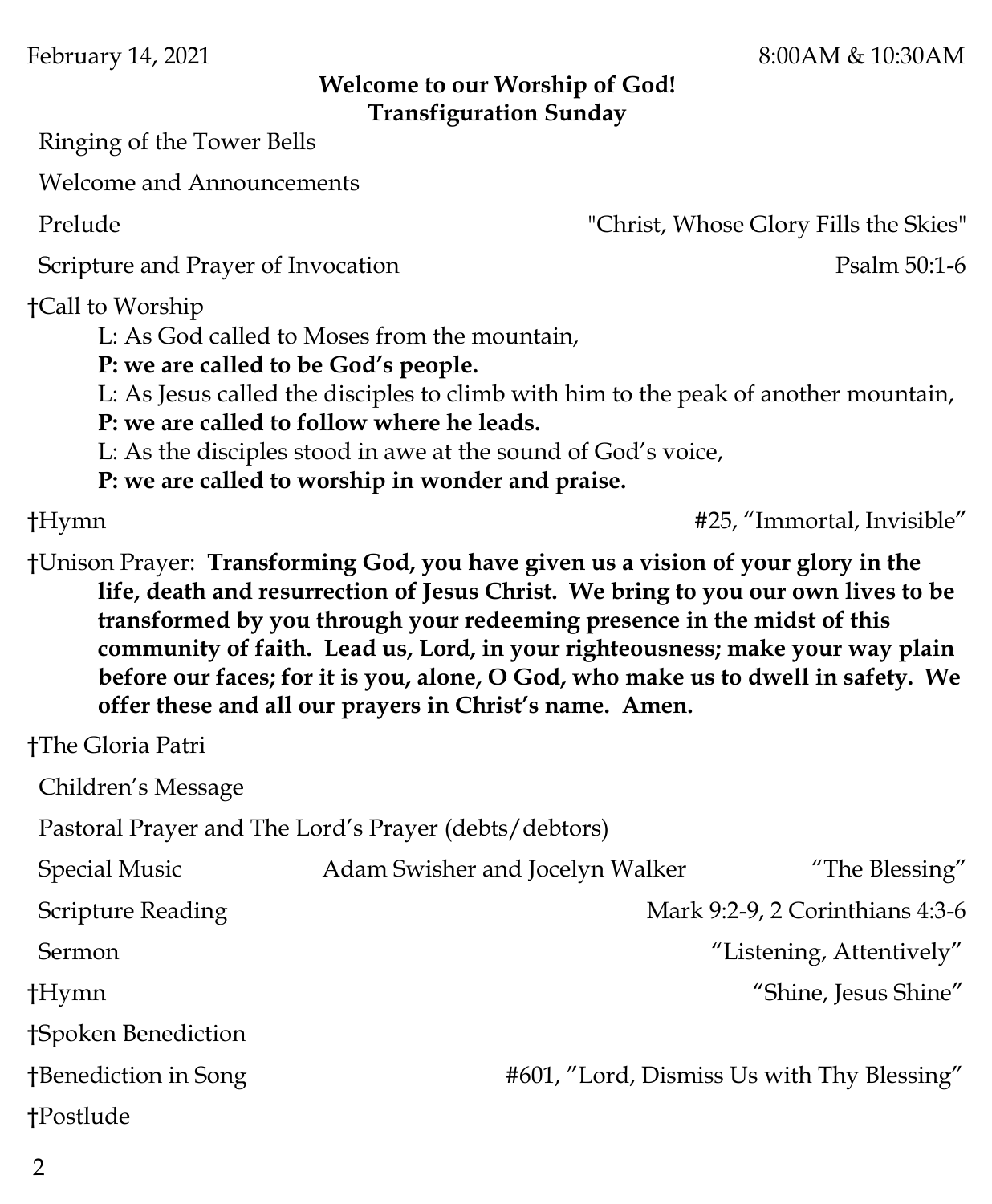February 14, 2021 8:00AM & 10:30AM

**Welcome to our Worship of God!**
**Transfiguration Sunday**

Ringing of the Tower Bells

Welcome and Announcements

Prelude "Christ, Whose Glory Fills the Skies"

Scripture and Prayer of Invocation Psalm 50:1-6

†Call to Worship

L: As God called to Moses from the mountain,
**P: we are called to be God's people.**
L: As Jesus called the disciples to climb with him to the peak of another mountain,
**P: we are called to follow where he leads.**
L: As the disciples stood in awe at the sound of God's voice,
**P: we are called to worship in wonder and praise.**

†Hymn #25, "Immortal, Invisible"

†Unison Prayer: **Transforming God, you have given us a vision of your glory in the life, death and resurrection of Jesus Christ. We bring to you our own lives to be transformed by you through your redeeming presence in the midst of this community of faith. Lead us, Lord, in your righteousness; make your way plain before our faces; for it is you, alone, O God, who make us to dwell in safety. We offer these and all our prayers in Christ's name. Amen.**

†The Gloria Patri

Children's Message

Pastoral Prayer and The Lord's Prayer (debts/debtors)

Special Music Adam Swisher and Jocelyn Walker "The Blessing"

Scripture Reading Mark 9:2-9, 2 Corinthians 4:3-6

Sermon "Listening, Attentively"

†Hymn "Shine, Jesus Shine"

†Spoken Benediction

†Benediction in Song #601, "Lord, Dismiss Us with Thy Blessing"

†Postlude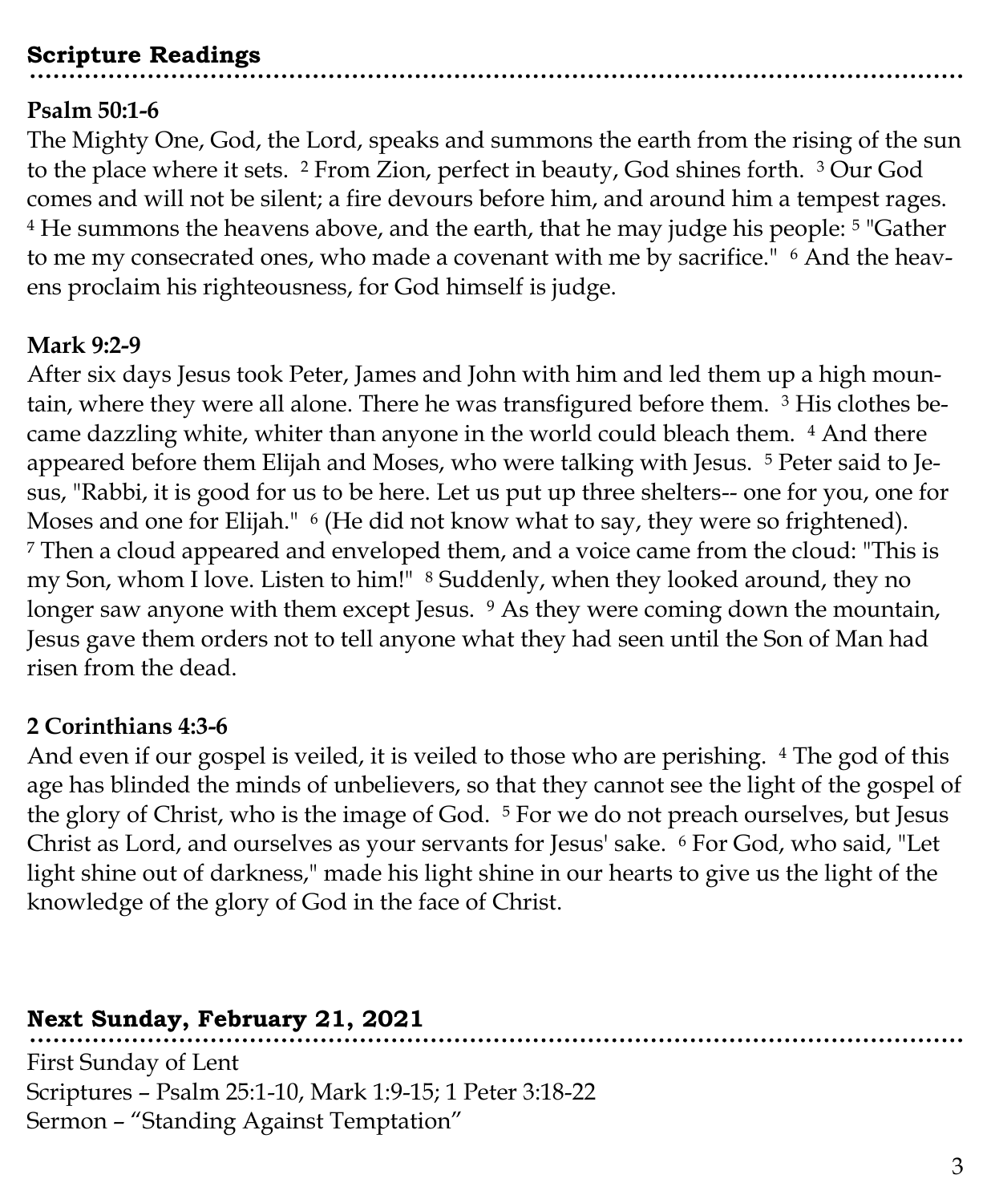## Scripture Readings

### Psalm 50:1-6

The Mighty One, God, the Lord, speaks and summons the earth from the rising of the sun to the place where it sets. [2] From Zion, perfect in beauty, God shines forth. [3] Our God comes and will not be silent; a fire devours before him, and around him a tempest rages. [4] He summons the heavens above, and the earth, that he may judge his people: [5] "Gather to me my consecrated ones, who made a covenant with me by sacrifice." [6] And the heavens proclaim his righteousness, for God himself is judge.

### Mark 9:2-9

After six days Jesus took Peter, James and John with him and led them up a high mountain, where they were all alone. There he was transfigured before them. [3] His clothes became dazzling white, whiter than anyone in the world could bleach them. [4] And there appeared before them Elijah and Moses, who were talking with Jesus. [5] Peter said to Jesus, "Rabbi, it is good for us to be here. Let us put up three shelters-- one for you, one for Moses and one for Elijah." [6] (He did not know what to say, they were so frightened). [7] Then a cloud appeared and enveloped them, and a voice came from the cloud: "This is my Son, whom I love. Listen to him!" [8] Suddenly, when they looked around, they no longer saw anyone with them except Jesus. [9] As they were coming down the mountain, Jesus gave them orders not to tell anyone what they had seen until the Son of Man had risen from the dead.

### 2 Corinthians 4:3-6

And even if our gospel is veiled, it is veiled to those who are perishing. [4] The god of this age has blinded the minds of unbelievers, so that they cannot see the light of the gospel of the glory of Christ, who is the image of God. [5] For we do not preach ourselves, but Jesus Christ as Lord, and ourselves as your servants for Jesus' sake. [6] For God, who said, "Let light shine out of darkness," made his light shine in our hearts to give us the light of the knowledge of the glory of God in the face of Christ.

## Next Sunday, February 21, 2021

First Sunday of Lent
Scriptures – Psalm 25:1-10, Mark 1:9-15; 1 Peter 3:18-22
Sermon – "Standing Against Temptation"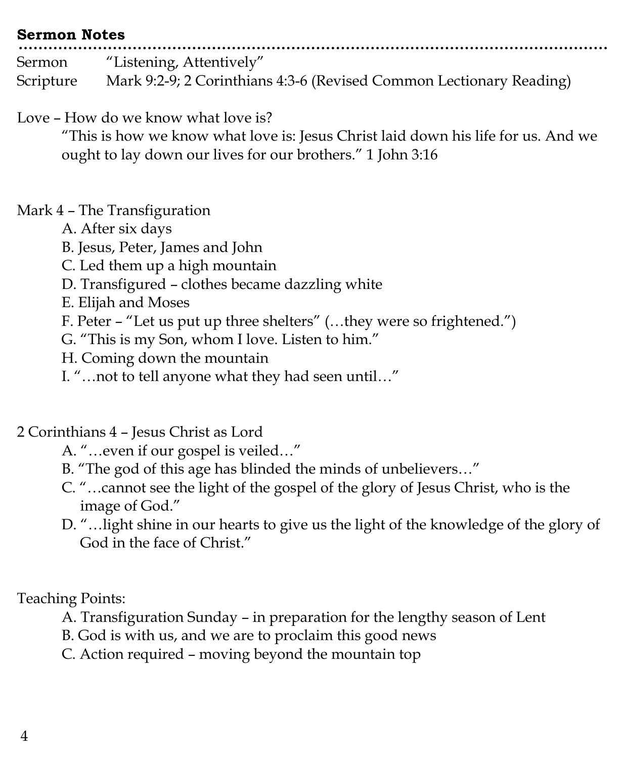**Sermon Notes**

Sermon "Listening, Attentively"
Scripture Mark 9:2-9; 2 Corinthians 4:3-6 (Revised Common Lectionary Reading)

Love – How do we know what love is?

> "This is how we know what love is: Jesus Christ laid down his life for us. And we ought to lay down our lives for our brothers." 1 John 3:16

Mark 4 – The Transfiguration

- A. After six days
- B. Jesus, Peter, James and John
- C. Led them up a high mountain
- D. Transfigured – clothes became dazzling white
- E. Elijah and Moses
- F. Peter – "Let us put up three shelters" (…they were so frightened.")
- G. "This is my Son, whom I love. Listen to him."
- H. Coming down the mountain
- I. "…not to tell anyone what they had seen until…"

2 Corinthians 4 – Jesus Christ as Lord

- A. "…even if our gospel is veiled…"
- B. "The god of this age has blinded the minds of unbelievers…"
- C. "…cannot see the light of the gospel of the glory of Jesus Christ, who is the image of God."
- D. "…light shine in our hearts to give us the light of the knowledge of the glory of God in the face of Christ."

Teaching Points:

- A. Transfiguration Sunday – in preparation for the lengthy season of Lent
- B. God is with us, and we are to proclaim this good news
- C. Action required – moving beyond the mountain top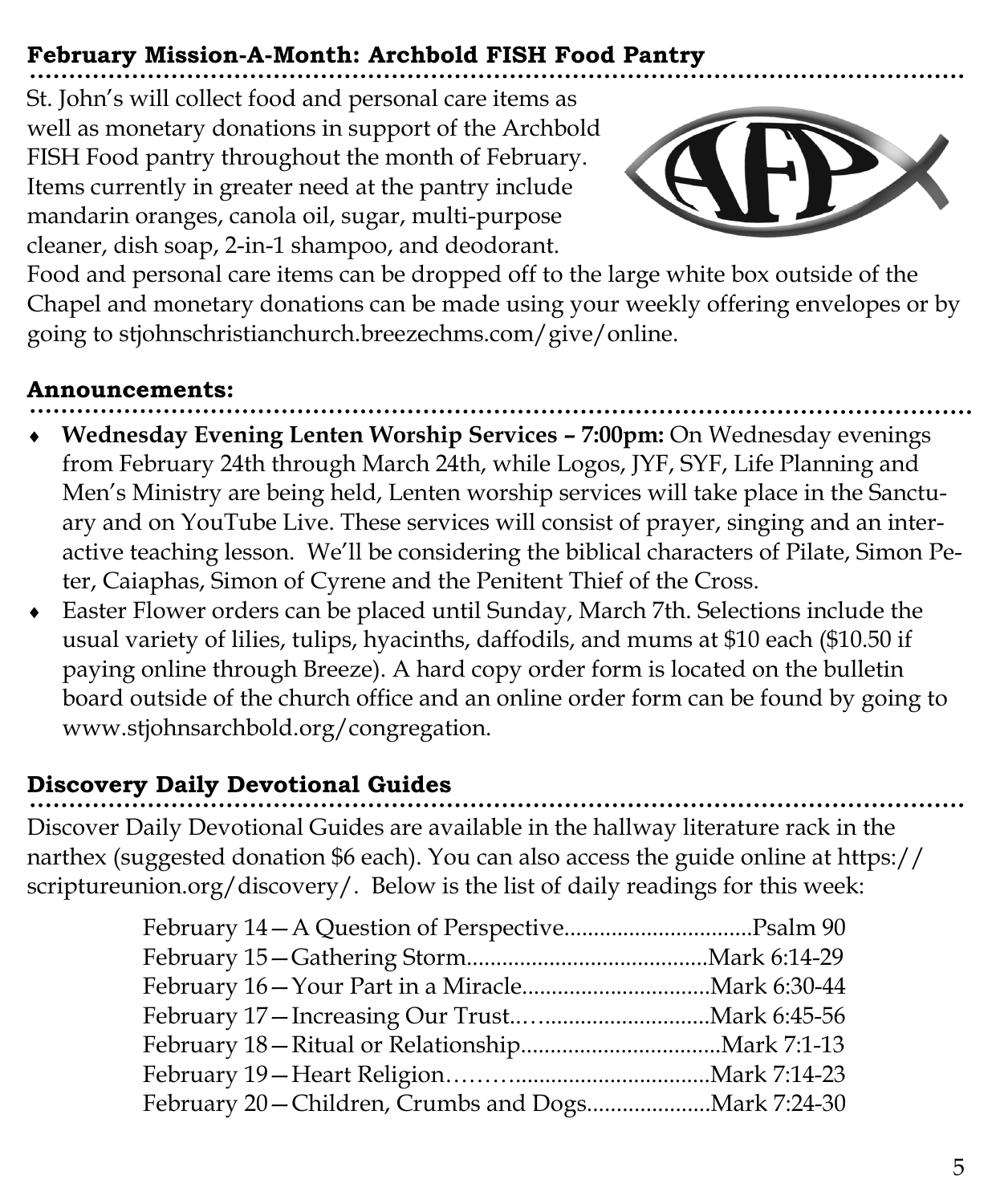## February Mission-A-Month: Archbold FISH Food Pantry

St. John's will collect food and personal care items as well as monetary donations in support of the Archbold FISH Food pantry throughout the month of February. Items currently in greater need at the pantry include mandarin oranges, canola oil, sugar, multi-purpose cleaner, dish soap, 2-in-1 shampoo, and deodorant. Food and personal care items can be dropped off to the large white box outside of the Chapel and monetary donations can be made using your weekly offering envelopes or by going to stjohnschristianchurch.breezechms.com/give/online.

## Announcements:

- **Wednesday Evening Lenten Worship Services – 7:00pm:** On Wednesday evenings from February 24th through March 24th, while Logos, JYF, SYF, Life Planning and Men's Ministry are being held, Lenten worship services will take place in the Sanctuary and on YouTube Live. These services will consist of prayer, singing and an interactive teaching lesson. We'll be considering the biblical characters of Pilate, Simon Peter, Caiaphas, Simon of Cyrene and the Penitent Thief of the Cross.
- Easter Flower orders can be placed until Sunday, March 7th. Selections include the usual variety of lilies, tulips, hyacinths, daffodils, and mums at $10 each ($10.50 if paying online through Breeze). A hard copy order form is located on the bulletin board outside of the church office and an online order form can be found by going to www.stjohnsarchbold.org/congregation.

## Discovery Daily Devotional Guides

Discover Daily Devotional Guides are available in the hallway literature rack in the narthex (suggested donation $6 each). You can also access the guide online at https://scriptureunion.org/discovery/. Below is the list of daily readings for this week:

February 14—A Question of Perspective................................Psalm 90
February 15—Gathering Storm.........................................Mark 6:14-29
February 16—Your Part in a Miracle................................Mark 6:30-44
February 17—Increasing Our Trust..…...........................Mark 6:45-56
February 18—Ritual or Relationship.................................Mark 7:1-13
February 19—Heart Religion………...............................Mark 7:14-23
February 20—Children, Crumbs and Dogs.....................Mark 7:24-30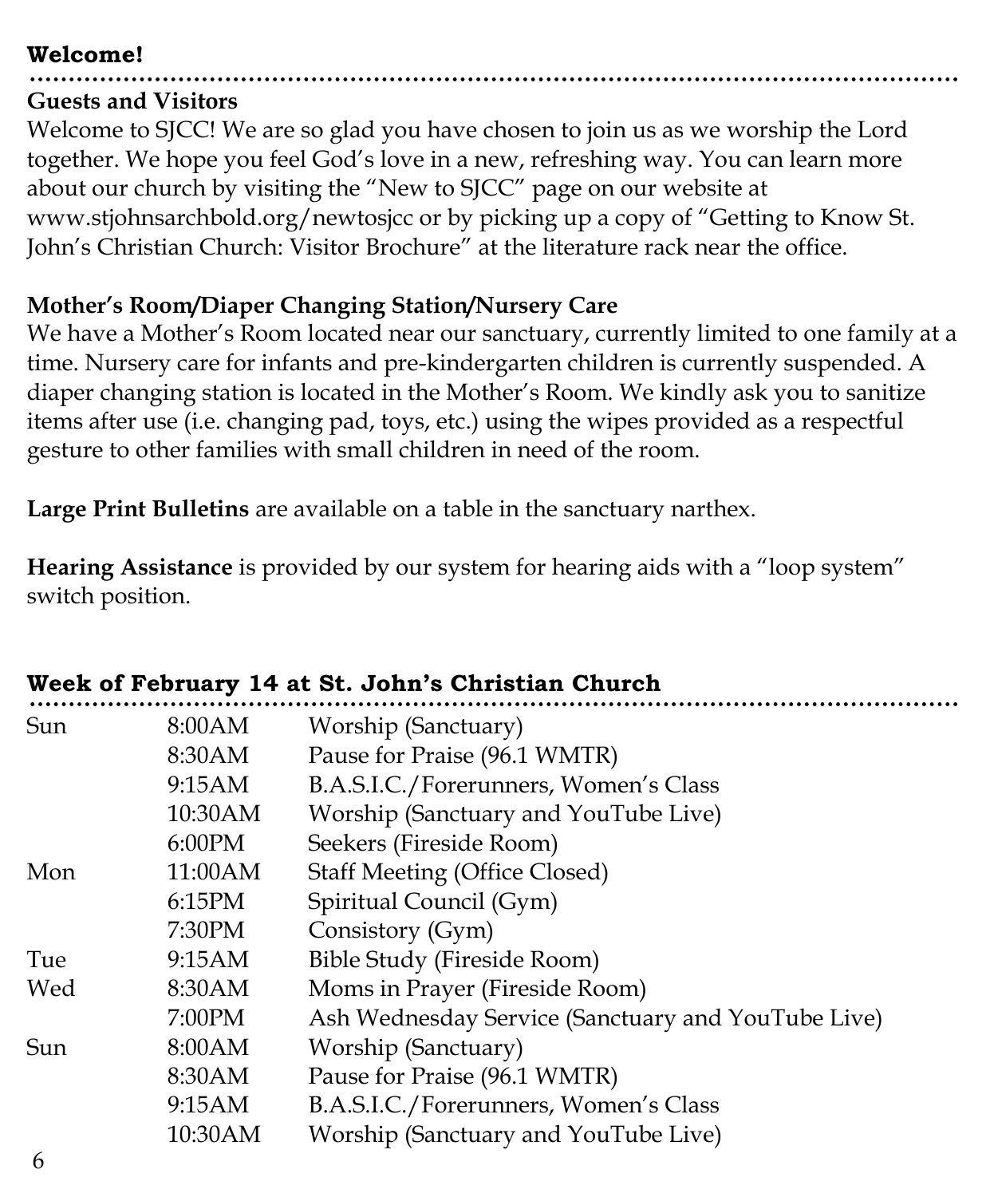## Welcome!

### Guests and Visitors

Welcome to SJCC! We are so glad you have chosen to join us as we worship the Lord together. We hope you feel God's love in a new, refreshing way. You can learn more about our church by visiting the "New to SJCC" page on our website at www.stjohnsarchbold.org/newtosjcc or by picking up a copy of "Getting to Know St. John's Christian Church: Visitor Brochure" at the literature rack near the office.

### Mother's Room/Diaper Changing Station/Nursery Care

We have a Mother's Room located near our sanctuary, currently limited to one family at a time. Nursery care for infants and pre-kindergarten children is currently suspended. A diaper changing station is located in the Mother's Room. We kindly ask you to sanitize items after use (i.e. changing pad, toys, etc.) using the wipes provided as a respectful gesture to other families with small children in need of the room.

**Large Print Bulletins** are available on a table in the sanctuary narthex.

**Hearing Assistance** is provided by our system for hearing aids with a "loop system" switch position.

## Week of February 14 at St. John's Christian Church

| Day | Time | Event |
|---|---|---|
| Sun | 8:00AM | Worship (Sanctuary) |
| | 8:30AM | Pause for Praise (96.1 WMTR) |
| | 9:15AM | B.A.S.I.C./Forerunners, Women's Class |
| | 10:30AM | Worship (Sanctuary and YouTube Live) |
| | 6:00PM | Seekers (Fireside Room) |
| Mon | 11:00AM | Staff Meeting (Office Closed) |
| | 6:15PM | Spiritual Council (Gym) |
| | 7:30PM | Consistory (Gym) |
| Tue | 9:15AM | Bible Study (Fireside Room) |
| Wed | 8:30AM | Moms in Prayer (Fireside Room) |
| | 7:00PM | Ash Wednesday Service (Sanctuary and YouTube Live) |
| Sun | 8:00AM | Worship (Sanctuary) |
| | 8:30AM | Pause for Praise (96.1 WMTR) |
| | 9:15AM | B.A.S.I.C./Forerunners, Women's Class |
| | 10:30AM | Worship (Sanctuary and YouTube Live) |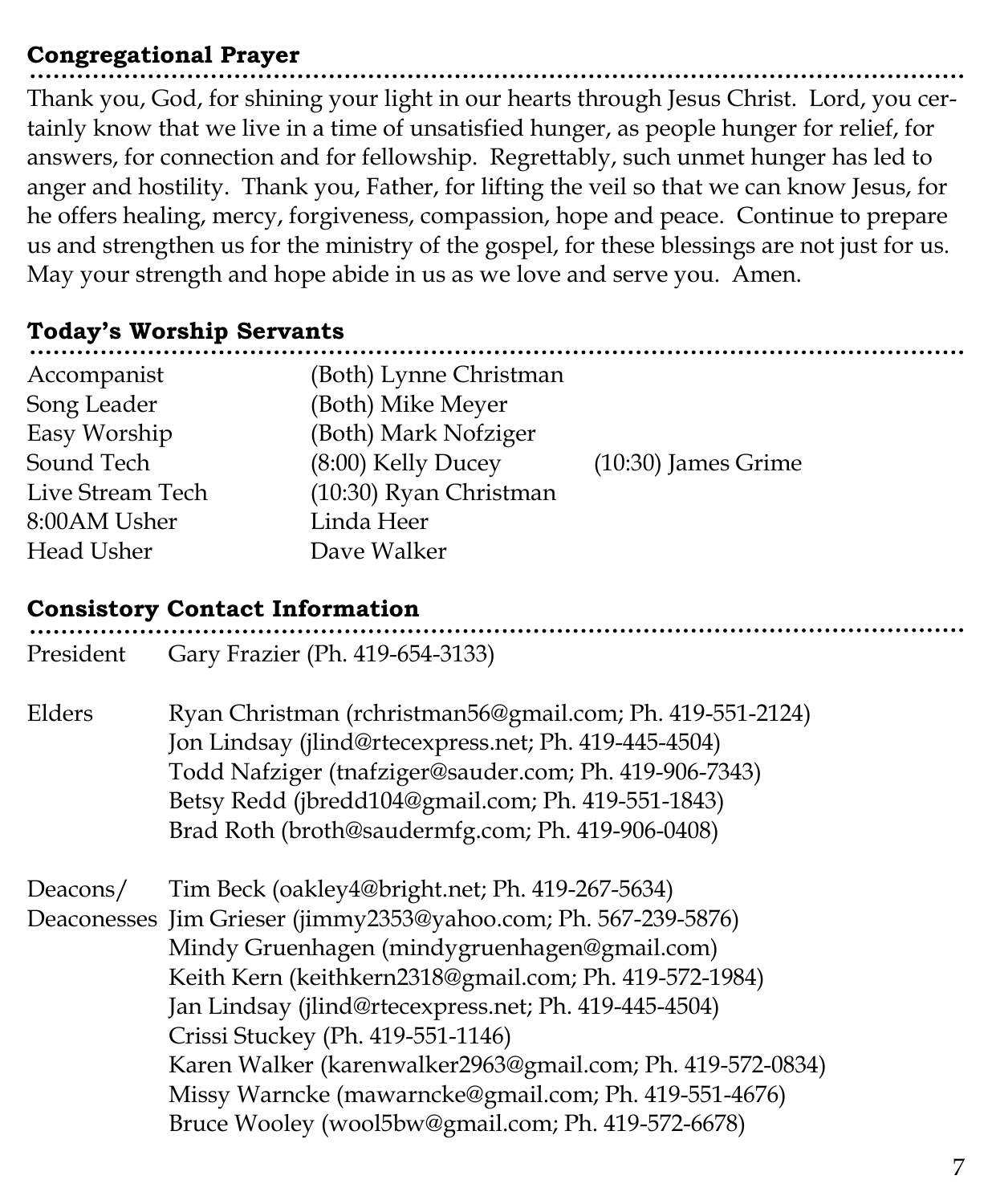## Congregational Prayer

Thank you, God, for shining your light in our hearts through Jesus Christ. Lord, you certainly know that we live in a time of unsatisfied hunger, as people hunger for relief, for answers, for connection and for fellowship. Regrettably, such unmet hunger has led to anger and hostility. Thank you, Father, for lifting the veil so that we can know Jesus, for he offers healing, mercy, forgiveness, compassion, hope and peace. Continue to prepare us and strengthen us for the ministry of the gospel, for these blessings are not just for us. May your strength and hope abide in us as we love and serve you. Amen.

## Today's Worship Servants

| | | |
|---|---|---|
| Accompanist | (Both) Lynne Christman | |
| Song Leader | (Both) Mike Meyer | |
| Easy Worship | (Both) Mark Nofziger | |
| Sound Tech | (8:00) Kelly Ducey | (10:30) James Grime |
| Live Stream Tech | (10:30) Ryan Christman | |
| 8:00AM Usher | Linda Heer | |
| Head Usher | Dave Walker | |

## Consistory Contact Information

**President**
Gary Frazier (Ph. 419-654-3133)

**Elders**
Ryan Christman (rchristman56@gmail.com; Ph. 419-551-2124)
Jon Lindsay (jlind@rtecexpress.net; Ph. 419-445-4504)
Todd Nafziger (tnafziger@sauder.com; Ph. 419-906-7343)
Betsy Redd (jbredd104@gmail.com; Ph. 419-551-1843)
Brad Roth (broth@saudermfg.com; Ph. 419-906-0408)

**Deacons/Deaconesses**
Tim Beck (oakley4@bright.net; Ph. 419-267-5634)
Jim Grieser (jimmy2353@yahoo.com; Ph. 567-239-5876)
Mindy Gruenhagen (mindygruenhagen@gmail.com)
Keith Kern (keithkern2318@gmail.com; Ph. 419-572-1984)
Jan Lindsay (jlind@rtecexpress.net; Ph. 419-445-4504)
Crissi Stuckey (Ph. 419-551-1146)
Karen Walker (karenwalker2963@gmail.com; Ph. 419-572-0834)
Missy Warncke (mawarncke@gmail.com; Ph. 419-551-4676)
Bruce Wooley (wool5bw@gmail.com; Ph. 419-572-6678)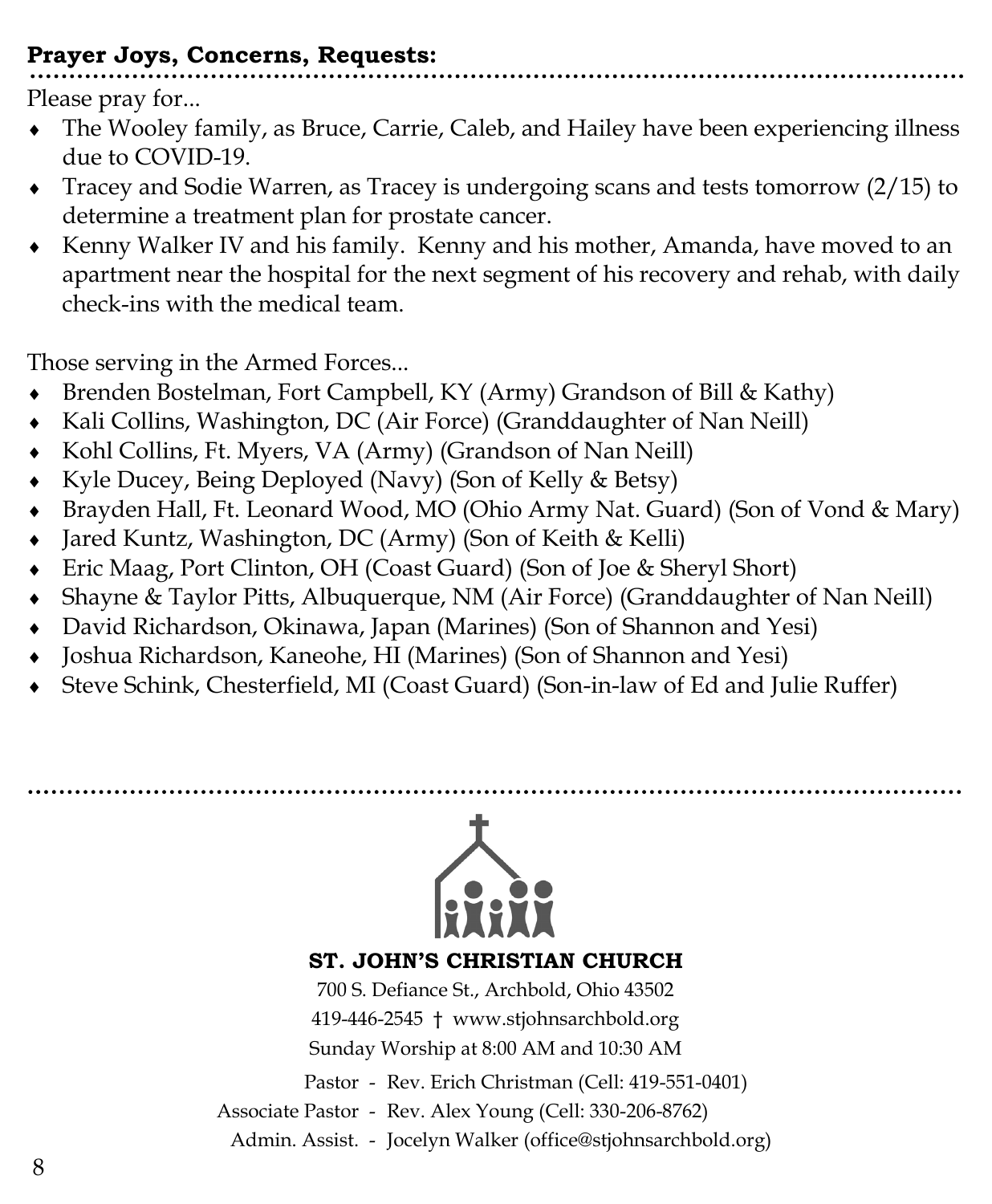**Prayer Joys, Concerns, Requests:**

Please pray for...

- The Wooley family, as Bruce, Carrie, Caleb, and Hailey have been experiencing illness due to COVID-19.
- Tracey and Sodie Warren, as Tracey is undergoing scans and tests tomorrow (2/15) to determine a treatment plan for prostate cancer.
- Kenny Walker IV and his family. Kenny and his mother, Amanda, have moved to an apartment near the hospital for the next segment of his recovery and rehab, with daily check-ins with the medical team.

Those serving in the Armed Forces...

- Brenden Bostelman, Fort Campbell, KY (Army) Grandson of Bill & Kathy)
- Kali Collins, Washington, DC (Air Force) (Granddaughter of Nan Neill)
- Kohl Collins, Ft. Myers, VA (Army) (Grandson of Nan Neill)
- Kyle Ducey, Being Deployed (Navy) (Son of Kelly & Betsy)
- Brayden Hall, Ft. Leonard Wood, MO (Ohio Army Nat. Guard) (Son of Vond & Mary)
- Jared Kuntz, Washington, DC (Army) (Son of Keith & Kelli)
- Eric Maag, Port Clinton, OH (Coast Guard) (Son of Joe & Sheryl Short)
- Shayne & Taylor Pitts, Albuquerque, NM (Air Force) (Granddaughter of Nan Neill)
- David Richardson, Okinawa, Japan (Marines) (Son of Shannon and Yesi)
- Joshua Richardson, Kaneohe, HI (Marines) (Son of Shannon and Yesi)
- Steve Schink, Chesterfield, MI (Coast Guard) (Son-in-law of Ed and Julie Ruffer)

**ST. JOHN'S CHRISTIAN CHURCH**

700 S. Defiance St., Archbold, Ohio 43502

419-446-2545 † www.stjohnsarchbold.org

Sunday Worship at 8:00 AM and 10:30 AM

Pastor - Rev. Erich Christman (Cell: 419-551-0401)

Associate Pastor - Rev. Alex Young (Cell: 330-206-8762)

Admin. Assist. - Jocelyn Walker (office@stjohnsarchbold.org)